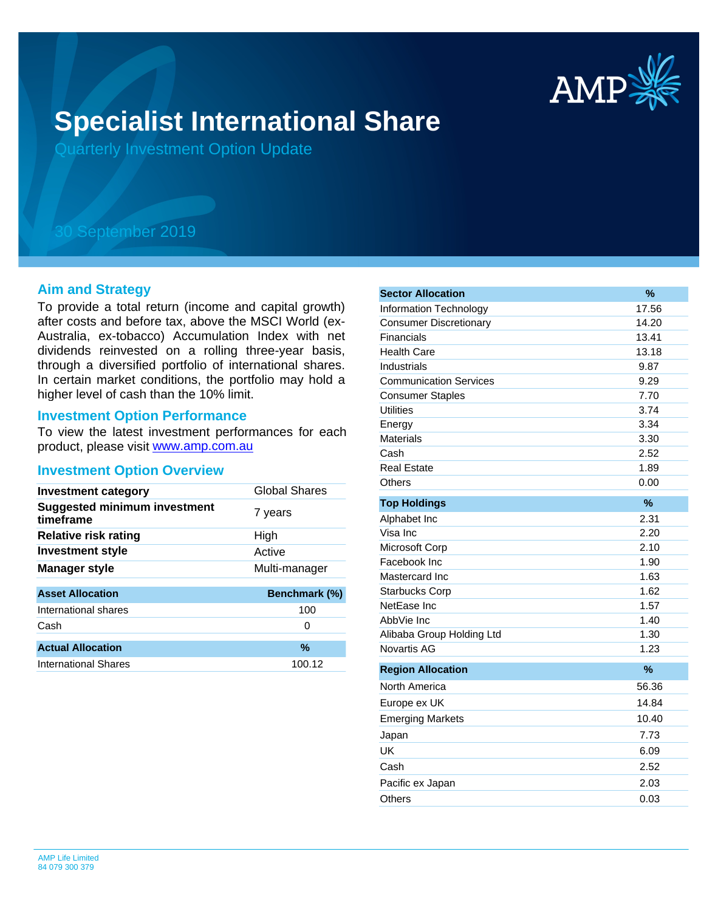# Specialist International Share

## Quarterly Investment Option Update

30 September 2019

## Aim and Strategy

To provide a total return (income and capital growth) after costs and before tax, above the MSCI World (ex-Australia, ex-tobacco) Accumulation Index with net dividends reinvested on a rolling three-year basis, through a diversified portfolio of international shares. In certain market conditions, the portfolio may hold a higher level of cash than the 10% limit.

## Investment Option Performance

To view the latest investment performances for each product, please visit www.amp.com.au

## Investment Option Overview

| | |
|---|---|
| **Investment category** | Global Shares |
| **Suggested minimum investment timeframe** | 7 years |
| **Relative risk rating** | High |
| **Investment style** | Active |
| **Manager style** | Multi-manager |

| Asset Allocation | Benchmark (%) |
|---|---|
| International shares | 100 |
| Cash | 0 |

| Actual Allocation | % |
|---|---|
| International Shares | 100.12 |

| Sector Allocation | % |
|---|---|
| Information Technology | 17.56 |
| Consumer Discretionary | 14.20 |
| Financials | 13.41 |
| Health Care | 13.18 |
| Industrials | 9.87 |
| Communication Services | 9.29 |
| Consumer Staples | 7.70 |
| Utilities | 3.74 |
| Energy | 3.34 |
| Materials | 3.30 |
| Cash | 2.52 |
| Real Estate | 1.89 |
| Others | 0.00 |

| Top Holdings | % |
|---|---|
| Alphabet Inc | 2.31 |
| Visa Inc | 2.20 |
| Microsoft Corp | 2.10 |
| Facebook Inc | 1.90 |
| Mastercard Inc | 1.63 |
| Starbucks Corp | 1.62 |
| NetEase Inc | 1.57 |
| AbbVie Inc | 1.40 |
| Alibaba Group Holding Ltd | 1.30 |
| Novartis AG | 1.23 |

| Region Allocation | % |
|---|---|
| North America | 56.36 |
| Europe ex UK | 14.84 |
| Emerging Markets | 10.40 |
| Japan | 7.73 |
| UK | 6.09 |
| Cash | 2.52 |
| Pacific ex Japan | 2.03 |
| Others | 0.03 |

AMP Life Limited
84 079 300 379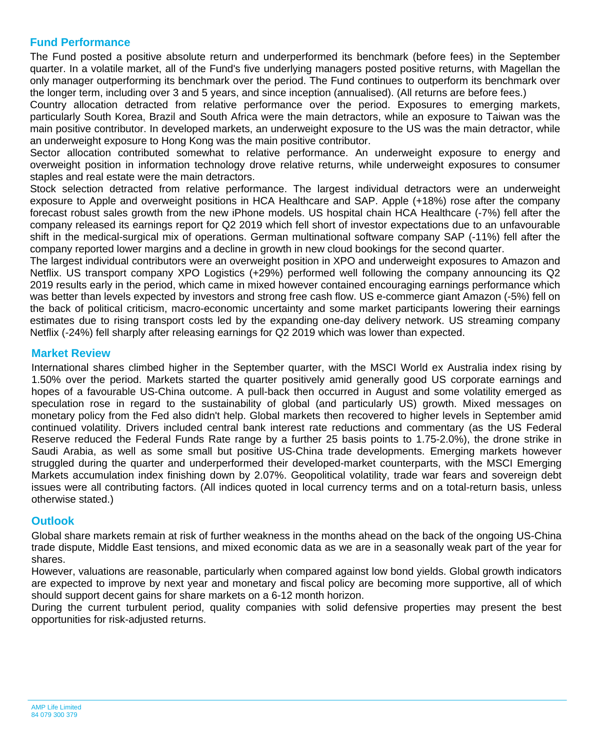## Fund Performance

The Fund posted a positive absolute return and underperformed its benchmark (before fees) in the September quarter. In a volatile market, all of the Fund's five underlying managers posted positive returns, with Magellan the only manager outperforming its benchmark over the period. The Fund continues to outperform its benchmark over the longer term, including over 3 and 5 years, and since inception (annualised). (All returns are before fees.)

Country allocation detracted from relative performance over the period. Exposures to emerging markets, particularly South Korea, Brazil and South Africa were the main detractors, while an exposure to Taiwan was the main positive contributor. In developed markets, an underweight exposure to the US was the main detractor, while an underweight exposure to Hong Kong was the main positive contributor.

Sector allocation contributed somewhat to relative performance. An underweight exposure to energy and overweight position in information technology drove relative returns, while underweight exposures to consumer staples and real estate were the main detractors.

Stock selection detracted from relative performance. The largest individual detractors were an underweight exposure to Apple and overweight positions in HCA Healthcare and SAP. Apple (+18%) rose after the company forecast robust sales growth from the new iPhone models. US hospital chain HCA Healthcare (-7%) fell after the company released its earnings report for Q2 2019 which fell short of investor expectations due to an unfavourable shift in the medical-surgical mix of operations. German multinational software company SAP (-11%) fell after the company reported lower margins and a decline in growth in new cloud bookings for the second quarter.

The largest individual contributors were an overweight position in XPO and underweight exposures to Amazon and Netflix. US transport company XPO Logistics (+29%) performed well following the company announcing its Q2 2019 results early in the period, which came in mixed however contained encouraging earnings performance which was better than levels expected by investors and strong free cash flow. US e-commerce giant Amazon (-5%) fell on the back of political criticism, macro-economic uncertainty and some market participants lowering their earnings estimates due to rising transport costs led by the expanding one-day delivery network. US streaming company Netflix (-24%) fell sharply after releasing earnings for Q2 2019 which was lower than expected.

## Market Review

International shares climbed higher in the September quarter, with the MSCI World ex Australia index rising by 1.50% over the period. Markets started the quarter positively amid generally good US corporate earnings and hopes of a favourable US-China outcome. A pull-back then occurred in August and some volatility emerged as speculation rose in regard to the sustainability of global (and particularly US) growth. Mixed messages on monetary policy from the Fed also didn't help. Global markets then recovered to higher levels in September amid continued volatility. Drivers included central bank interest rate reductions and commentary (as the US Federal Reserve reduced the Federal Funds Rate range by a further 25 basis points to 1.75-2.0%), the drone strike in Saudi Arabia, as well as some small but positive US-China trade developments. Emerging markets however struggled during the quarter and underperformed their developed-market counterparts, with the MSCI Emerging Markets accumulation index finishing down by 2.07%. Geopolitical volatility, trade war fears and sovereign debt issues were all contributing factors. (All indices quoted in local currency terms and on a total-return basis, unless otherwise stated.)

## Outlook

Global share markets remain at risk of further weakness in the months ahead on the back of the ongoing US-China trade dispute, Middle East tensions, and mixed economic data as we are in a seasonally weak part of the year for shares.

However, valuations are reasonable, particularly when compared against low bond yields. Global growth indicators are expected to improve by next year and monetary and fiscal policy are becoming more supportive, all of which should support decent gains for share markets on a 6-12 month horizon.

During the current turbulent period, quality companies with solid defensive properties may present the best opportunities for risk-adjusted returns.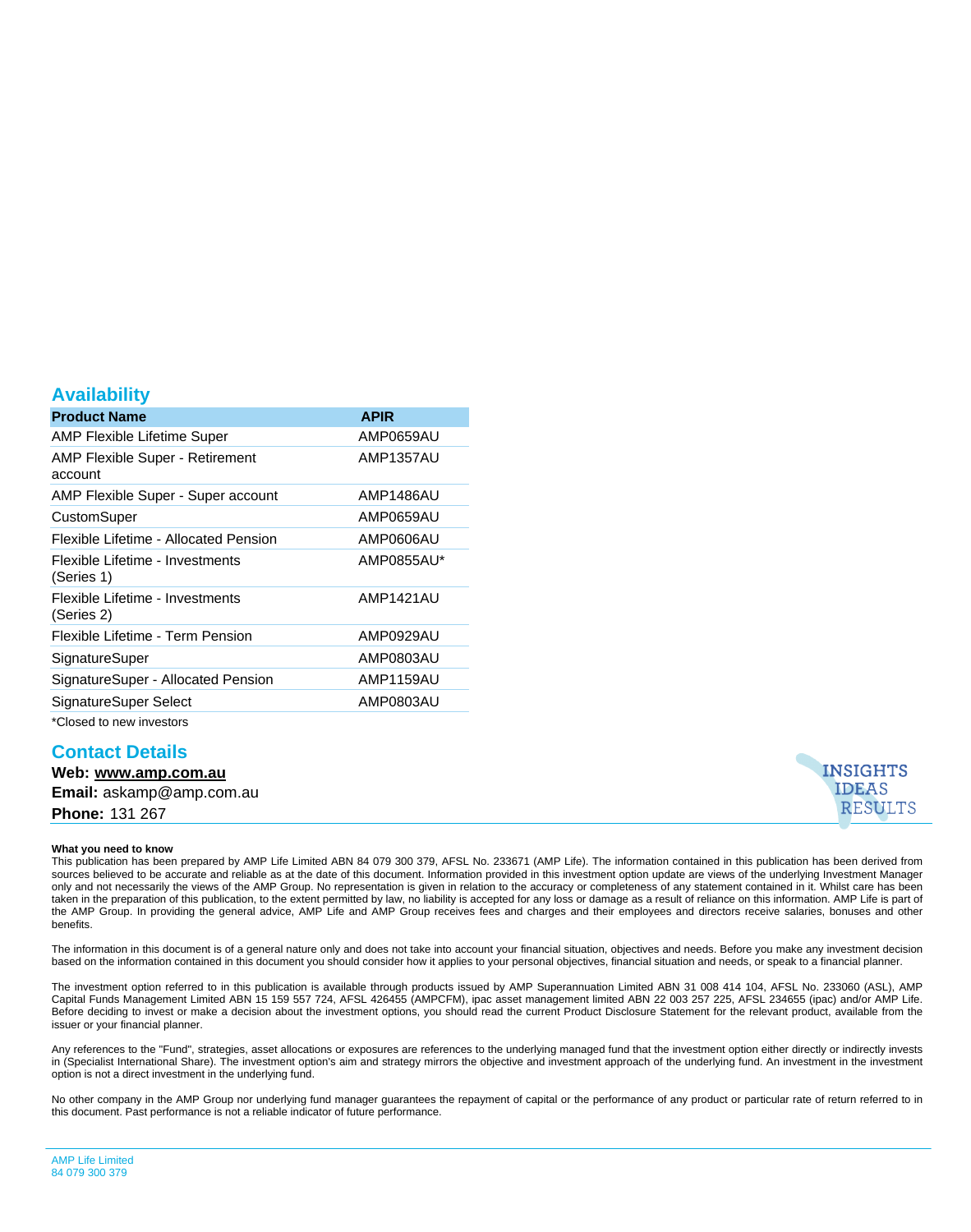## Availability

| Product Name | APIR |
|---|---|
| AMP Flexible Lifetime Super | AMP0659AU |
| AMP Flexible Super - Retirement account | AMP1357AU |
| AMP Flexible Super - Super account | AMP1486AU |
| CustomSuper | AMP0659AU |
| Flexible Lifetime - Allocated Pension | AMP0606AU |
| Flexible Lifetime - Investments (Series 1) | AMP0855AU* |
| Flexible Lifetime - Investments (Series 2) | AMP1421AU |
| Flexible Lifetime - Term Pension | AMP0929AU |
| SignatureSuper | AMP0803AU |
| SignatureSuper - Allocated Pension | AMP1159AU |
| SignatureSuper Select | AMP0803AU |

*Closed to new investors

## Contact Details

**Web:** **www.amp.com.au**
**Email:** askamp@amp.com.au
**Phone:** 131 267

INSIGHTS
IDEAS
RESULTS

**What you need to know**

This publication has been prepared by AMP Life Limited ABN 84 079 300 379, AFSL No. 233671 (AMP Life). The information contained in this publication has been derived from sources believed to be accurate and reliable as at the date of this document. Information provided in this investment option update are views of the underlying Investment Manager only and not necessarily the views of the AMP Group. No representation is given in relation to the accuracy or completeness of any statement contained in it. Whilst care has been taken in the preparation of this publication, to the extent permitted by law, no liability is accepted for any loss or damage as a result of reliance on this information. AMP Life is part of the AMP Group. In providing the general advice, AMP Life and AMP Group receives fees and charges and their employees and directors receive salaries, bonuses and other benefits.

The information in this document is of a general nature only and does not take into account your financial situation, objectives and needs. Before you make any investment decision based on the information contained in this document you should consider how it applies to your personal objectives, financial situation and needs, or speak to a financial planner.

The investment option referred to in this publication is available through products issued by AMP Superannuation Limited ABN 31 008 414 104, AFSL No. 233060 (ASL), AMP Capital Funds Management Limited ABN 15 159 557 724, AFSL 426455 (AMPCFM), ipac asset management limited ABN 22 003 257 225, AFSL 234655 (ipac) and/or AMP Life. Before deciding to invest or make a decision about the investment options, you should read the current Product Disclosure Statement for the relevant product, available from the issuer or your financial planner.

Any references to the "Fund", strategies, asset allocations or exposures are references to the underlying managed fund that the investment option either directly or indirectly invests in (Specialist International Share). The investment option's aim and strategy mirrors the objective and investment approach of the underlying fund. An investment in the investment option is not a direct investment in the underlying fund.

No other company in the AMP Group nor underlying fund manager guarantees the repayment of capital or the performance of any product or particular rate of return referred to in this document. Past performance is not a reliable indicator of future performance.

AMP Life Limited
84 079 300 379